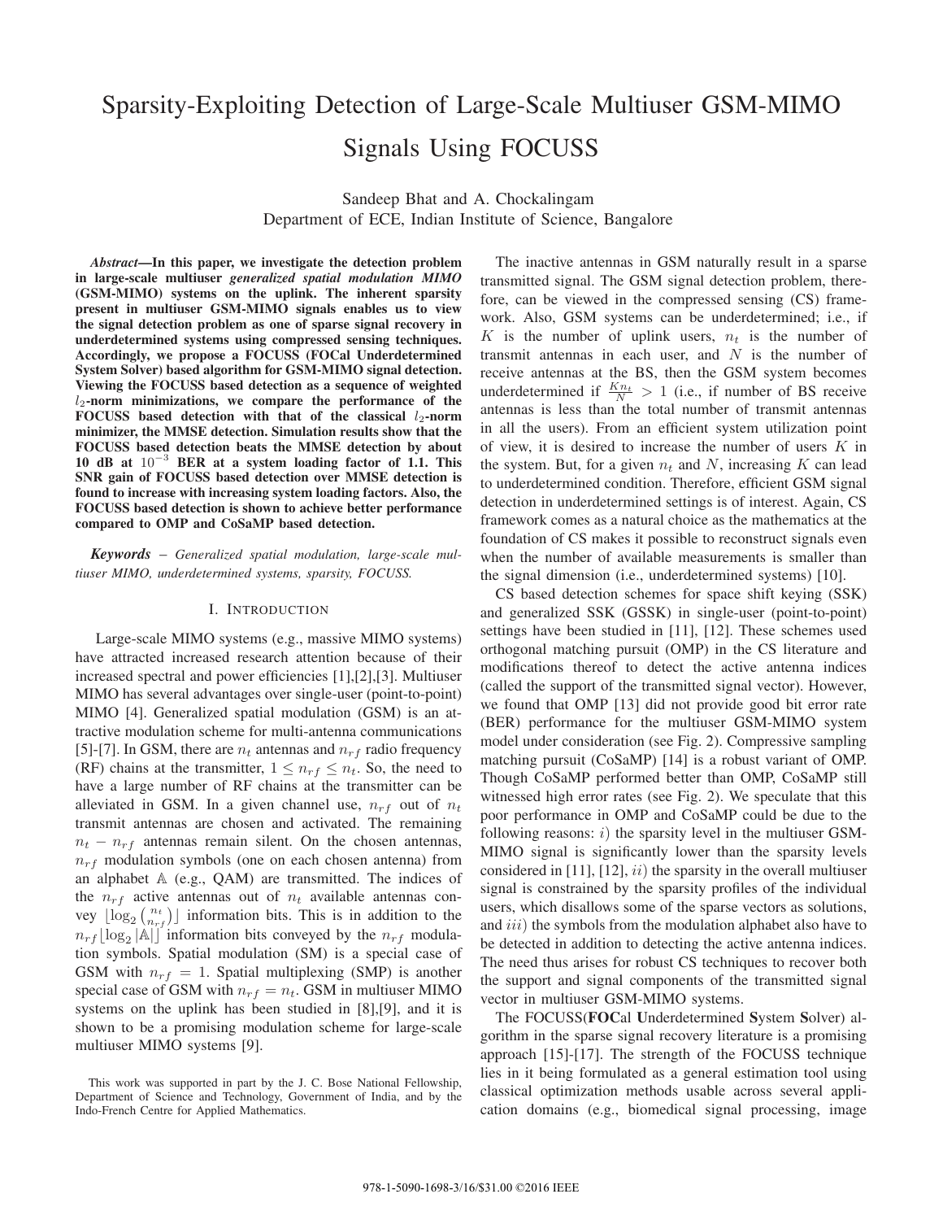# Sparsity-Exploiting Detection of Large-Scale Multiuser GSM-MIMO Signals Using FOCUSS

Sandeep Bhat and A. Chockalingam
Department of ECE, Indian Institute of Science, Bangalore

***Abstract*—In this paper, we investigate the detection problem in large-scale multiuser *generalized spatial modulation MIMO* (GSM-MIMO) systems on the uplink. The inherent sparsity present in multiuser GSM-MIMO signals enables us to view the signal detection problem as one of sparse signal recovery in underdetermined systems using compressed sensing techniques. Accordingly, we propose a FOCUSS (FOCal Underdetermined System Solver) based algorithm for GSM-MIMO signal detection. Viewing the FOCUSS based detection as a sequence of weighted $l_2$-norm minimizations, we compare the performance of the FOCUSS based detection with that of the classical $l_2$-norm minimizer, the MMSE detection. Simulation results show that the FOCUSS based detection beats the MMSE detection by about 10 dB at $10^{-3}$ BER at a system loading factor of 1.1. This SNR gain of FOCUSS based detection over MMSE detection is found to increase with increasing system loading factors. Also, the FOCUSS based detection is shown to achieve better performance compared to OMP and CoSaMP based detection.**

***Keywords*** – *Generalized spatial modulation, large-scale multiuser MIMO, underdetermined systems, sparsity, FOCUSS.*

## I. Introduction

Large-scale MIMO systems (e.g., massive MIMO systems) have attracted increased research attention because of their increased spectral and power efficiencies [1],[2],[3]. Multiuser MIMO has several advantages over single-user (point-to-point) MIMO [4]. Generalized spatial modulation (GSM) is an attractive modulation scheme for multi-antenna communications [5]-[7]. In GSM, there are $n_t$ antennas and $n_{rf}$ radio frequency (RF) chains at the transmitter, $1 \leq n_{rf} \leq n_t$. So, the need to have a large number of RF chains at the transmitter can be alleviated in GSM. In a given channel use, $n_{rf}$ out of $n_t$ transmit antennas are chosen and activated. The remaining $n_t - n_{rf}$ antennas remain silent. On the chosen antennas, $n_{rf}$ modulation symbols (one on each chosen antenna) from an alphabet $\mathbb{A}$ (e.g., QAM) are transmitted. The indices of the $n_{rf}$ active antennas out of $n_t$ available antennas convey $\lfloor \log_2 \binom{n_t}{n_{rf}} \rfloor$ information bits. This is in addition to the $n_{rf} \lfloor \log_2 |\mathbb{A}| \rfloor$ information bits conveyed by the $n_{rf}$ modulation symbols. Spatial modulation (SM) is a special case of GSM with $n_{rf} = 1$. Spatial multiplexing (SMP) is another special case of GSM with $n_{rf} = n_t$. GSM in multiuser MIMO systems on the uplink has been studied in [8],[9], and it is shown to be a promising modulation scheme for large-scale multiuser MIMO systems [9].

This work was supported in part by the J. C. Bose National Fellowship, Department of Science and Technology, Government of India, and by the Indo-French Centre for Applied Mathematics.

The inactive antennas in GSM naturally result in a sparse transmitted signal. The GSM signal detection problem, therefore, can be viewed in the compressed sensing (CS) framework. Also, GSM systems can be underdetermined; i.e., if $K$ is the number of uplink users, $n_t$ is the number of transmit antennas in each user, and $N$ is the number of receive antennas at the BS, then the GSM system becomes underdetermined if $\frac{Kn_t}{N} > 1$ (i.e., if number of BS receive antennas is less than the total number of transmit antennas in all the users). From an efficient system utilization point of view, it is desired to increase the number of users $K$ in the system. But, for a given $n_t$ and $N$, increasing $K$ can lead to underdetermined condition. Therefore, efficient GSM signal detection in underdetermined settings is of interest. Again, CS framework comes as a natural choice as the mathematics at the foundation of CS makes it possible to reconstruct signals even when the number of available measurements is smaller than the signal dimension (i.e., underdetermined systems) [10].

CS based detection schemes for space shift keying (SSK) and generalized SSK (GSSK) in single-user (point-to-point) settings have been studied in [11], [12]. These schemes used orthogonal matching pursuit (OMP) in the CS literature and modifications thereof to detect the active antenna indices (called the support of the transmitted signal vector). However, we found that OMP [13] did not provide good bit error rate (BER) performance for the multiuser GSM-MIMO system model under consideration (see Fig. 2). Compressive sampling matching pursuit (CoSaMP) [14] is a robust variant of OMP. Though CoSaMP performed better than OMP, CoSaMP still witnessed high error rates (see Fig. 2). We speculate that this poor performance in OMP and CoSaMP could be due to the following reasons: $i)$ the sparsity level in the multiuser GSM-MIMO signal is significantly lower than the sparsity levels considered in [11], [12], $ii)$ the sparsity in the overall multiuser signal is constrained by the sparsity profiles of the individual users, which disallows some of the sparse vectors as solutions, and $iii)$ the symbols from the modulation alphabet also have to be detected in addition to detecting the active antenna indices. The need thus arises for robust CS techniques to recover both the support and signal components of the transmitted signal vector in multiuser GSM-MIMO systems.

The FOCUSS(**FOC**al **U**nderdetermined **S**ystem **S**olver) algorithm in the sparse signal recovery literature is a promising approach [15]-[17]. The strength of the FOCUSS technique lies in it being formulated as a general estimation tool using classical optimization methods usable across several application domains (e.g., biomedical signal processing, image

978-1-5090-1698-3/16/$31.00 ©2016 IEEE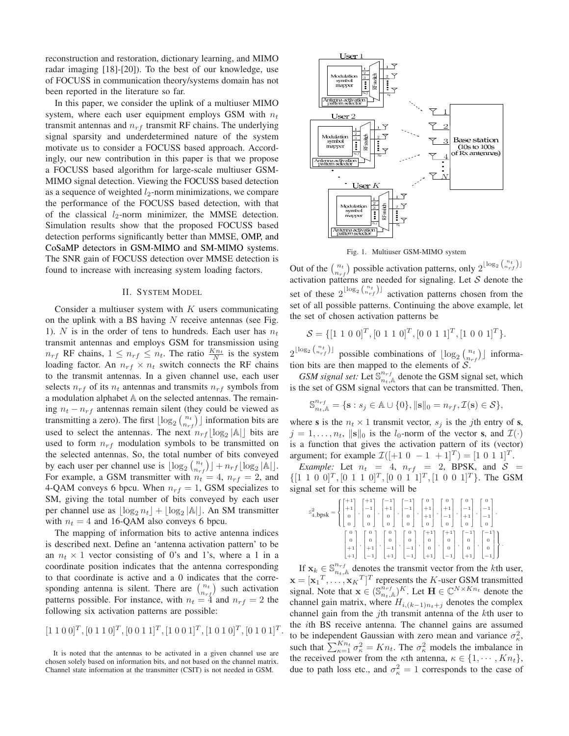reconstruction and restoration, dictionary learning, and MIMO radar imaging [18]-[20]). To the best of our knowledge, use of FOCUSS in communication theory/systems domain has not been reported in the literature so far.

In this paper, we consider the uplink of a multiuser MIMO system, where each user equipment employs GSM with $n_t$ transmit antennas and $n_{rf}$ transmit RF chains. The underlying signal sparsity and underdetermined nature of the system motivate us to consider a FOCUSS based approach. Accordingly, our new contribution in this paper is that we propose a FOCUSS based algorithm for large-scale multiuser GSM-MIMO signal detection. Viewing the FOCUSS based detection as a sequence of weighted $l_2$-norm minimizations, we compare the performance of the FOCUSS based detection, with that of the classical $l_2$-norm minimizer, the MMSE detection. Simulation results show that the proposed FOCUSS based detection performs significantly better than MMSE, OMP, and CoSaMP detectors in GSM-MIMO and SM-MIMO systems. The SNR gain of FOCUSS detection over MMSE detection is found to increase with increasing system loading factors.

## II. System Model

Consider a multiuser system with $K$ users communicating on the uplink with a BS having $N$ receive antennas (see Fig. 1). $N$ is in the order of tens to hundreds. Each user has $n_t$ transmit antennas and employs GSM for transmission using $n_{rf}$ RF chains, $1 \leq n_{rf} \leq n_t$. The ratio $\frac{Kn_t}{N}$ is the system loading factor. An $n_{rf} \times n_t$ switch connects the RF chains to the transmit antennas. In a given channel use, each user selects $n_{rf}$ of its $n_t$ antennas and transmits $n_{rf}$ symbols from a modulation alphabet $\mathbb{A}$ on the selected antennas. The remaining $n_t - n_{rf}$ antennas remain silent (they could be viewed as transmitting a zero). The first $\lfloor \log_2 \binom{n_t}{n_{rf}} \rfloor$ information bits are used to select the antennas. The next $n_{rf}\lfloor \log_2 |\mathbb{A}| \rfloor$ bits are used to form $n_{rf}$ modulation symbols to be transmitted on the selected antennas. So, the total number of bits conveyed by each user per channel use is $\lfloor \log_2 \binom{n_t}{n_{rf}} \rfloor + n_{rf}\lfloor \log_2 |\mathbb{A}| \rfloor$. For example, a GSM transmitter with $n_t = 4$, $n_{rf} = 2$, and 4-QAM conveys 6 bpcu. When $n_{rf} = 1$, GSM specializes to SM, giving the total number of bits conveyed by each user per channel use as $\lfloor \log_2 n_t \rfloor + \lfloor \log_2 |\mathbb{A}| \rfloor$. An SM transmitter with $n_t = 4$ and 16-QAM also conveys 6 bpcu.

The mapping of information bits to active antenna indices is described next. Define an 'antenna activation pattern' to be an $n_t \times 1$ vector consisting of 0's and 1's, where a 1 in a coordinate position indicates that the antenna corresponding to that coordinate is active and a 0 indicates that the corresponding antenna is silent. There are $\binom{n_t}{n_{rf}}$ such activation patterns possible. For instance, with $n_t = 4$ and $n_{rf} = 2$ the following six activation patterns are possible:

$$[1\ 1\ 0\ 0]^T, [0\ 1\ 1\ 0]^T, [0\ 0\ 1\ 1]^T, [1\ 0\ 0\ 1]^T, [1\ 0\ 1\ 0]^T, [0\ 1\ 0\ 1]^T.$$

It is noted that the antennas to be activated in a given channel use are chosen solely based on information bits, and not based on the channel matrix. Channel state information at the transmitter (CSIT) is not needed in GSM.

Fig. 1. Multiuser GSM-MIMO system

Out of the $\binom{n_t}{n_{rf}}$ possible activation patterns, only $2^{\lfloor \log_2 \binom{n_t}{n_{rf}} \rfloor}$ activation patterns are needed for signaling. Let $\mathcal{S}$ denote the set of these $2^{\lfloor \log_2 \binom{n_t}{n_{rf}} \rfloor}$ activation patterns chosen from the set of all possible patterns. Continuing the above example, let the set of chosen activation patterns be

$$\mathcal{S} = \{[1\ 1\ 0\ 0]^T, [0\ 1\ 1\ 0]^T, [0\ 0\ 1\ 1]^T, [1\ 0\ 0\ 1]^T\}.$$

$2^{\lfloor \log_2 \binom{n_t}{n_{rf}} \rfloor}$ possible combinations of $\lfloor \log_2 \binom{n_t}{n_{rf}} \rfloor$ information bits are then mapped to the elements of $\mathcal{S}$.

*GSM signal set:* Let $\mathbb{S}^{n_{rf}}_{n_t,\mathbb{A}}$ denote the GSM signal set, which is the set of GSM signal vectors that can be transmitted. Then,

$$\mathbb{S}^{n_{rf}}_{n_t,\mathbb{A}} = \{\mathbf{s} : s_j \in \mathbb{A} \cup \{0\}, \|\mathbf{s}\|_0 = n_{rf}, \mathcal{I}(\mathbf{s}) \in \mathcal{S}\},$$

where $\mathbf{s}$ is the $n_t \times 1$ transmit vector, $s_j$ is the $j$th entry of $\mathbf{s}$, $j = 1, \ldots, n_t$, $\|\mathbf{s}\|_0$ is the $l_0$-norm of the vector $\mathbf{s}$, and $\mathcal{I}(\cdot)$ is a function that gives the activation pattern of its (vector) argument; for example $\mathcal{I}([+1\ 0\ -1\ +1]^T) = [1\ 0\ 1\ 1]^T$.

*Example:* Let $n_t = 4$, $n_{rf} = 2$, BPSK, and $\mathcal{S} = \{[1\ 1\ 0\ 0]^T, [0\ 1\ 1\ 0]^T, [0\ 0\ 1\ 1]^T, [1\ 0\ 0\ 1]^T\}$. The GSM signal set for this scheme will be

$$\mathbb{S}^2_{4,\text{bpsk}} = \left\{ \begin{bmatrix}+1\\+1\\0\\0\end{bmatrix}, \begin{bmatrix}+1\\-1\\0\\0\end{bmatrix}, \begin{bmatrix}-1\\+1\\0\\0\end{bmatrix}, \begin{bmatrix}-1\\-1\\0\\0\end{bmatrix}, \begin{bmatrix}0\\+1\\+1\\0\end{bmatrix}, \begin{bmatrix}0\\+1\\-1\\0\end{bmatrix}, \begin{bmatrix}0\\-1\\+1\\0\end{bmatrix}, \begin{bmatrix}0\\-1\\-1\\0\end{bmatrix}, \begin{bmatrix}0\\0\\+1\\+1\end{bmatrix}, \begin{bmatrix}0\\0\\+1\\-1\end{bmatrix}, \begin{bmatrix}0\\0\\-1\\+1\end{bmatrix}, \begin{bmatrix}0\\0\\-1\\-1\end{bmatrix}, \begin{bmatrix}+1\\0\\0\\+1\end{bmatrix}, \begin{bmatrix}+1\\0\\0\\-1\end{bmatrix}, \begin{bmatrix}-1\\0\\0\\+1\end{bmatrix}, \begin{bmatrix}-1\\0\\0\\-1\end{bmatrix} \right\}.$$

If $\mathbf{x}_k \in \mathbb{S}^{n_{rf}}_{n_t,\mathbb{A}}$ denotes the transmit vector from the $k$th user, $\mathbf{x} = [\mathbf{x}_1{}^T, \ldots, \mathbf{x}_K{}^T]^T$ represents the $K$-user GSM transmitted signal. Note that $\mathbf{x} \in (\mathbb{S}^{n_{rf}}_{n_t,\mathbb{A}})^K$. Let $\mathbf{H} \in \mathbb{C}^{N \times Kn_t}$ denote the channel gain matrix, where $H_{i,(k-1)n_t+j}$ denotes the complex channel gain from the $j$th transmit antenna of the $k$th user to the $i$th BS receive antenna. The channel gains are assumed to be independent Gaussian with zero mean and variance $\sigma^2_\kappa$, such that $\sum_{\kappa=1}^{Kn_t} \sigma^2_\kappa = Kn_t$. The $\sigma^2_\kappa$ models the imbalance in the received power from the $\kappa$th antenna, $\kappa \in \{1, \cdots, Kn_t\}$, due to path loss etc., and $\sigma^2_\kappa = 1$ corresponds to the case of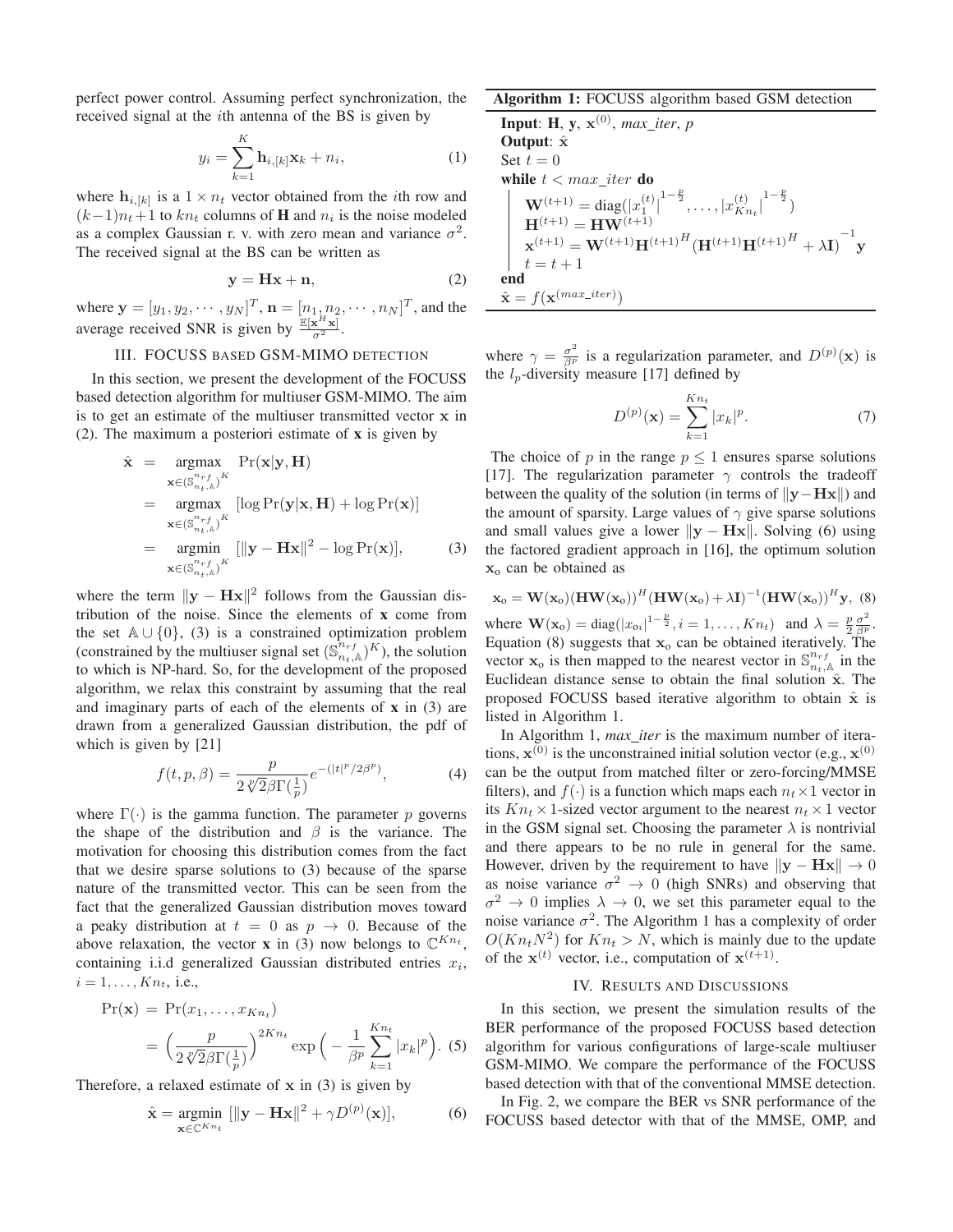perfect power control. Assuming perfect synchronization, the received signal at the $i$th antenna of the BS is given by

$$y_i = \sum_{k=1}^{K} \mathbf{h}_{i,[k]}\mathbf{x}_k + n_i, \tag{1}$$

where $\mathbf{h}_{i,[k]}$ is a $1 \times n_t$ vector obtained from the $i$th row and $(k-1)n_t+1$ to $kn_t$ columns of $\mathbf{H}$ and $n_i$ is the noise modeled as a complex Gaussian r. v. with zero mean and variance $\sigma^2$. The received signal at the BS can be written as

$$\mathbf{y} = \mathbf{H}\mathbf{x} + \mathbf{n}, \tag{2}$$

where $\mathbf{y} = [y_1, y_2, \cdots, y_N]^T$, $\mathbf{n} = [n_1, n_2, \cdots, n_N]^T$, and the average received SNR is given by $\frac{\mathbb{E}[\mathbf{x}^H\mathbf{x}]}{\sigma^2}$.

## III. FOCUSS based GSM-MIMO detection

In this section, we present the development of the FOCUSS based detection algorithm for multiuser GSM-MIMO. The aim is to get an estimate of the multiuser transmitted vector $\mathbf{x}$ in (2). The maximum a posteriori estimate of $\mathbf{x}$ is given by

$$\begin{aligned}
\hat{\mathbf{x}} &= \underset{\mathbf{x}\in(\mathbb{S}^{n_{rf}}_{n_t,\mathbb{A}})^K}{\text{argmax}} \ \Pr(\mathbf{x}|\mathbf{y},\mathbf{H}) \\
&= \underset{\mathbf{x}\in(\mathbb{S}^{n_{rf}}_{n_t,\mathbb{A}})^K}{\text{argmax}} \ [\log \Pr(\mathbf{y}|\mathbf{x},\mathbf{H}) + \log \Pr(\mathbf{x})] \\
&= \underset{\mathbf{x}\in(\mathbb{S}^{n_{rf}}_{n_t,\mathbb{A}})^K}{\text{argmin}} \ [\|\mathbf{y}-\mathbf{H}\mathbf{x}\|^2 - \log \Pr(\mathbf{x})],
\end{aligned} \tag{3}$$

where the term $\|\mathbf{y} - \mathbf{H}\mathbf{x}\|^2$ follows from the Gaussian distribution of the noise. Since the elements of $\mathbf{x}$ come from the set $\mathbb{A} \cup \{0\}$, (3) is a constrained optimization problem (constrained by the multiuser signal set $(\mathbb{S}^{n_{rf}}_{n_t,\mathbb{A}})^K$), the solution to which is NP-hard. So, for the development of the proposed algorithm, we relax this constraint by assuming that the real and imaginary parts of each of the elements of $\mathbf{x}$ in (3) are drawn from a generalized Gaussian distribution, the pdf of which is given by [21]

$$f(t, p, \beta) = \frac{p}{2\sqrt[p]{2}\beta\Gamma(\frac{1}{p})} e^{-(|t|^p/2\beta^p)}, \tag{4}$$

where $\Gamma(\cdot)$ is the gamma function. The parameter $p$ governs the shape of the distribution and $\beta$ is the variance. The motivation for choosing this distribution comes from the fact that we desire sparse solutions to (3) because of the sparse nature of the transmitted vector. This can be seen from the fact that the generalized Gaussian distribution moves toward a peaky distribution at $t = 0$ as $p \to 0$. Because of the above relaxation, the vector $\mathbf{x}$ in (3) now belongs to $\mathbb{C}^{Kn_t}$, containing i.i.d generalized Gaussian distributed entries $x_i$, $i = 1, \ldots, Kn_t$, i.e.,

$$\begin{aligned}
\Pr(\mathbf{x}) &= \Pr(x_1, \ldots, x_{Kn_t}) \\
&= \Big(\frac{p}{2\sqrt[p]{2}\beta\Gamma(\frac{1}{p})}\Big)^{2Kn_t} \exp\Big(-\frac{1}{\beta^p}\sum_{k=1}^{Kn_t}|x_k|^p\Big).
\end{aligned} \tag{5}$$

Therefore, a relaxed estimate of $\mathbf{x}$ in (3) is given by

$$\hat{\mathbf{x}} = \underset{\mathbf{x}\in\mathbb{C}^{Kn_t}}{\text{argmin}} \ [\|\mathbf{y} - \mathbf{H}\mathbf{x}\|^2 + \gamma D^{(p)}(\mathbf{x})], \tag{6}$$

---

**Algorithm 1:** FOCUSS algorithm based GSM detection

**Input**: $\mathbf{H}$, $\mathbf{y}$, $\mathbf{x}^{(0)}$, *max_iter*, $p$
**Output**: $\hat{\mathbf{x}}$
Set $t = 0$
**while** $t < max\_iter$ **do**
  $\mathbf{W}^{(t+1)} = \text{diag}(|x_1^{(t)}|^{1-\frac{p}{2}}, \ldots, |x_{Kn_t}^{(t)}|^{1-\frac{p}{2}})$
  $\mathbf{H}^{(t+1)} = \mathbf{H}\mathbf{W}^{(t+1)}$
  $\mathbf{x}^{(t+1)} = \mathbf{W}^{(t+1)}\mathbf{H}^{(t+1)^H}\big(\mathbf{H}^{(t+1)}\mathbf{H}^{(t+1)^H} + \lambda\mathbf{I}\big)^{-1}\mathbf{y}$
  $t = t + 1$
**end**
$\hat{\mathbf{x}} = f(\mathbf{x}^{(max\_iter)})$

---

where $\gamma = \frac{\sigma^2}{\beta^p}$ is a regularization parameter, and $D^{(p)}(\mathbf{x})$ is the $l_p$-diversity measure [17] defined by

$$D^{(p)}(\mathbf{x}) = \sum_{k=1}^{Kn_t} |x_k|^p. \tag{7}$$

The choice of $p$ in the range $p \leq 1$ ensures sparse solutions [17]. The regularization parameter $\gamma$ controls the tradeoff between the quality of the solution (in terms of $\|\mathbf{y} - \mathbf{H}\mathbf{x}\|$) and the amount of sparsity. Large values of $\gamma$ give sparse solutions and small values give a lower $\|\mathbf{y} - \mathbf{H}\mathbf{x}\|$. Solving (6) using the factored gradient approach in [16], the optimum solution $\mathbf{x}_\text{o}$ can be obtained as

$$\mathbf{x}_\text{o} = \mathbf{W}(\mathbf{x}_\text{o})(\mathbf{H}\mathbf{W}(\mathbf{x}_\text{o}))^H(\mathbf{H}\mathbf{W}(\mathbf{x}_\text{o}) + \lambda\mathbf{I})^{-1}(\mathbf{H}\mathbf{W}(\mathbf{x}_\text{o}))^H\mathbf{y}, \tag{8}$$

where $\mathbf{W}(\mathbf{x}_\text{o}) = \text{diag}(|x_{\text{o}i}|^{1-\frac{p}{2}}, i = 1, \ldots, Kn_t)$ and $\lambda = \frac{p}{2}\frac{\sigma^2}{\beta^p}$. Equation (8) suggests that $\mathbf{x}_\text{o}$ can be obtained iteratively. The vector $\mathbf{x}_\text{o}$ is then mapped to the nearest vector in $\mathbb{S}^{n_{rf}}_{n_t,\mathbb{A}}$ in the Euclidean distance sense to obtain the final solution $\hat{\mathbf{x}}$. The proposed FOCUSS based iterative algorithm to obtain $\hat{\mathbf{x}}$ is listed in Algorithm 1.

In Algorithm 1, *max_iter* is the maximum number of iterations, $\mathbf{x}^{(0)}$ is the unconstrained initial solution vector (e.g., $\mathbf{x}^{(0)}$ can be the output from matched filter or zero-forcing/MMSE filters), and $f(\cdot)$ is a function which maps each $n_t \times 1$ vector in its $Kn_t \times 1$-sized vector argument to the nearest $n_t \times 1$ vector in the GSM signal set. Choosing the parameter $\lambda$ is nontrivial and there appears to be no rule in general for the same. However, driven by the requirement to have $\|\mathbf{y} - \mathbf{H}\mathbf{x}\| \to 0$ as noise variance $\sigma^2 \to 0$ (high SNRs) and observing that $\sigma^2 \to 0$ implies $\lambda \to 0$, we set this parameter equal to the noise variance $\sigma^2$. The Algorithm 1 has a complexity of order $O(Kn_tN^2)$ for $Kn_t > N$, which is mainly due to the update of the $\mathbf{x}^{(t)}$ vector, i.e., computation of $\mathbf{x}^{(t+1)}$.

## IV. Results and Discussions

In this section, we present the simulation results of the BER performance of the proposed FOCUSS based detection algorithm for various configurations of large-scale multiuser GSM-MIMO. We compare the performance of the FOCUSS based detection with that of the conventional MMSE detection.

In Fig. 2, we compare the BER vs SNR performance of the FOCUSS based detector with that of the MMSE, OMP, and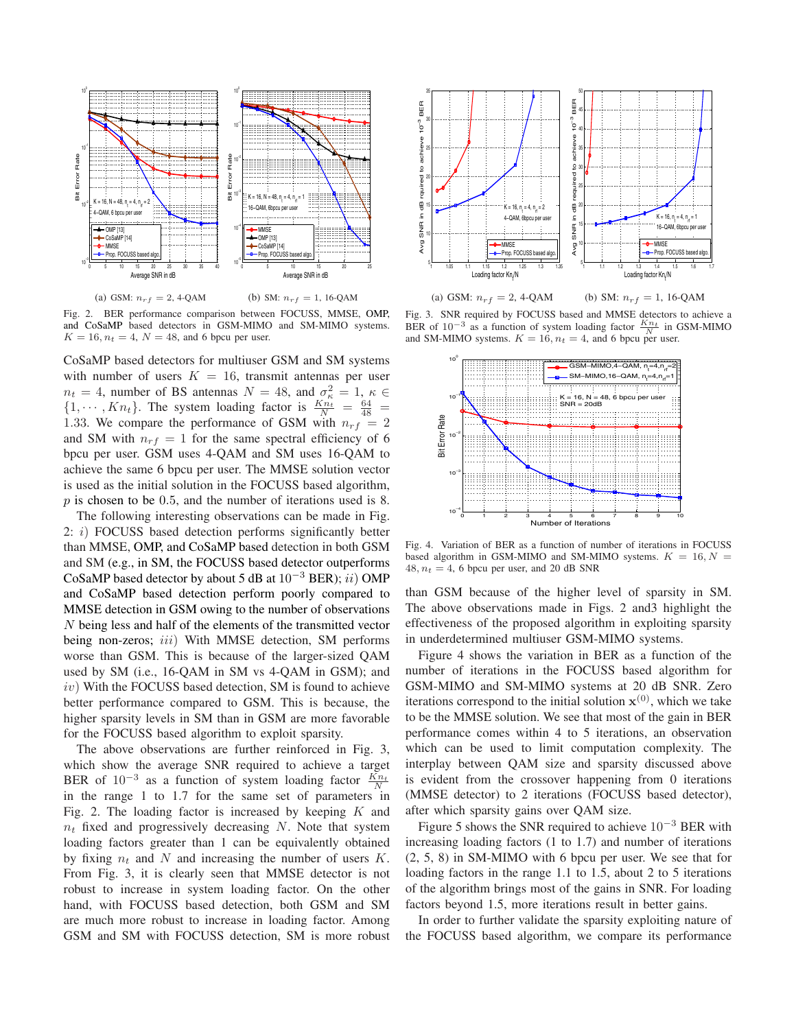(a) GSM: $n_{rf} = 2$, 4-QAM (b) SM: $n_{rf} = 1$, 16-QAM

Fig. 2. BER performance comparison between FOCUSS, MMSE, OMP, and CoSaMP based detectors in GSM-MIMO and SM-MIMO systems. $K = 16, n_t = 4, N = 48$, and 6 bpcu per user.

(a) GSM: $n_{rf} = 2$, 4-QAM (b) SM: $n_{rf} = 1$, 16-QAM

Fig. 3. SNR required by FOCUSS based and MMSE detectors to achieve a BER of $10^{-3}$ as a function of system loading factor $\frac{Kn_t}{N}$ in GSM-MIMO and SM-MIMO systems. $K = 16, n_t = 4$, and 6 bpcu per user.

Fig. 4. Variation of BER as a function of number of iterations in FOCUSS based algorithm in GSM-MIMO and SM-MIMO systems. $K = 16, N = 48, n_t = 4$, 6 bpcu per user, and 20 dB SNR

CoSaMP based detectors for multiuser GSM and SM systems with number of users $K = 16$, transmit antennas per user $n_t = 4$, number of BS antennas $N = 48$, and $\sigma_\kappa^2 = 1$, $\kappa \in \{1, \cdots, Kn_t\}$. The system loading factor $\frac{Kn_t}{N} = \frac{64}{48} = 1.33$. We compare the performance of GSM with $n_{rf} = 2$ and SM with $n_{rf} = 1$ for the same spectral efficiency of 6 bpcu per user. GSM uses 4-QAM and SM uses 16-QAM to achieve the same 6 bpcu per user. The MMSE solution vector is used as the initial solution in the FOCUSS based algorithm, $p$ is chosen to be 0.5, and the number of iterations used is 8.

The following interesting observations can be made in Fig. 2: $i)$ FOCUSS based detection performs significantly better than MMSE, OMP, and CoSaMP based detection in both GSM and SM (e.g., in SM, the FOCUSS based detector outperforms CoSaMP based detector by about 5 dB at $10^{-3}$ BER); $ii)$ OMP and CoSaMP based detection perform poorly compared to MMSE detection in GSM owing to the number of observations $N$ being less and half of the elements of the transmitted vector being non-zeros; $iii)$ With MMSE detection, SM performs worse than GSM. This is because of the larger-sized QAM used by SM (i.e., 16-QAM in SM vs 4-QAM in GSM); and $iv)$ With the FOCUSS based detection, SM is found to achieve better performance compared to GSM. This is because, the higher sparsity levels in SM than in GSM are more favorable for the FOCUSS based algorithm to exploit sparsity.

The above observations are further reinforced in Fig. 3, which show the average SNR required to achieve a target BER of $10^{-3}$ as a function of system loading factor $\frac{Kn_t}{N}$ in the range 1 to 1.7 for the same set of parameters in Fig. 2. The loading factor is increased by keeping $K$ and $n_t$ fixed and progressively decreasing $N$. Note that system loading factors greater than 1 can be equivalently obtained by fixing $n_t$ and $N$ and increasing the number of users $K$. From Fig. 3, it is clearly seen that MMSE detector is not robust to increase in system loading factor. On the other hand, with FOCUSS based detection, both GSM and SM are much more robust to increase in loading factor. Among GSM and SM with FOCUSS detection, SM is more robust than GSM because of the higher level of sparsity in SM. The above observations made in Figs. 2 and3 highlight the effectiveness of the proposed algorithm in exploiting sparsity in underdetermined multiuser GSM-MIMO systems.

Figure 4 shows the variation in BER as a function of the number of iterations in the FOCUSS based algorithm for GSM-MIMO and SM-MIMO systems at 20 dB SNR. Zero iterations correspond to the initial solution $\mathbf{x}^{(0)}$, which we take to be the MMSE solution. We see that most of the gain in BER performance comes within 4 to 5 iterations, an observation which can be used to limit computation complexity. The interplay between QAM size and sparsity discussed above is evident from the crossover happening from 0 iterations (MMSE detector) to 2 iterations (FOCUSS based detector), after which sparsity gains over QAM size.

Figure 5 shows the SNR required to achieve $10^{-3}$ BER with increasing loading factors (1 to 1.7) and number of iterations (2, 5, 8) in SM-MIMO with 6 bpcu per user. We see that for loading factors in the range 1.1 to 1.5, about 2 to 5 iterations of the algorithm brings most of the gains in SNR. For loading factors beyond 1.5, more iterations result in better gains.

In order to further validate the sparsity exploiting nature of the FOCUSS based algorithm, we compare its performance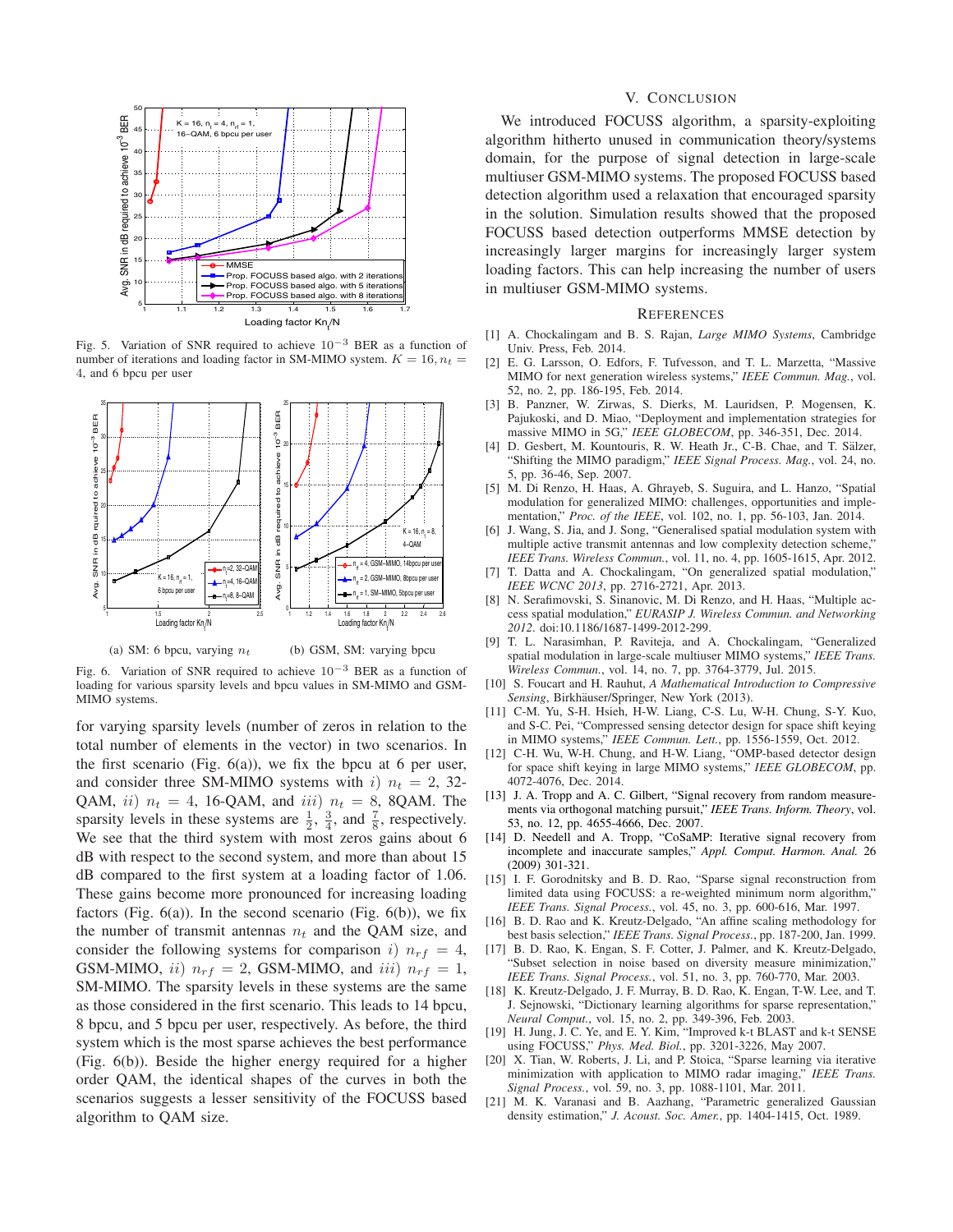K = 16, $n_t$ = 4, $n_{rf}$ = 1,
16–QAM, 6 bpcu per user

Avg. SNR in dB required to achieve $10^{-3}$ BER

Loading factor $Kn_t$/N

MMSE
Prop. FOCUSS based algo. with 2 iterations
Prop. FOCUSS based algo. with 5 iterations
Prop. FOCUSS based algo. with 8 iterations

Fig. 5. Variation of SNR required to achieve $10^{-3}$ BER as a function of number of iterations and loading factor in SM-MIMO system. $K = 16, n_t = 4$, and 6 bpcu per user

K = 16, $n_{rf}$ = 1,
6 bpcu per user

$n_t$=2, 32–QAM
$n_t$=4, 16–QAM
$n_t$=8, 8–QAM

K = 16, $n_t$ = 8,
4–QAM

$n_{rf}$ = 4, GSM–MIMO, 14bpcu per user
$n_{rf}$ = 2, GSM–MIMO, 8bpcu per user
$n_{rf}$ = 1, SM–MIMO, 5bpcu per user

(a) SM: 6 bpcu, varying $n_t$

(b) GSM, SM: varying bpcu

Fig. 6. Variation of SNR required to achieve $10^{-3}$ BER as a function of loading for various sparsity levels and bpcu values in SM-MIMO and GSM-MIMO systems.

for varying sparsity levels (number of zeros in relation to the total number of elements in the vector) in two scenarios. In the first scenario (Fig. 6(a)), we fix the bpcu at 6 per user, and consider three SM-MIMO systems with $i)$ $n_t = 2$, 32-QAM, $ii)$ $n_t = 4$, 16-QAM, and $iii)$ $n_t = 8$, 8QAM. The sparsity levels in these systems are $\frac{1}{2}$, $\frac{3}{4}$, and $\frac{7}{8}$, respectively. We see that the third system with most zeros gains about 6 dB with respect to the second system, and more than about 15 dB compared to the first system at a loading factor of 1.06. These gains become more pronounced for increasing loading factors (Fig. 6(a)). In the second scenario (Fig. 6(b)), we fix the number of transmit antennas $n_t$ and the QAM size, and consider the following systems for comparison $i)$ $n_{rf} = 4$, GSM-MIMO, $ii)$ $n_{rf} = 2$, GSM-MIMO, and $iii)$ $n_{rf} = 1$, SM-MIMO. The sparsity levels in these systems are the same as those considered in the first scenario. This leads to 14 bpcu, 8 bpcu, and 5 bpcu per user, respectively. As before, the third system which is the most sparse achieves the best performance (Fig. 6(b)). Beside the higher energy required for a higher order QAM, the identical shapes of the curves in both the scenarios suggests a lesser sensitivity of the FOCUSS based algorithm to QAM size.

## V. Conclusion

We introduced FOCUSS algorithm, a sparsity-exploiting algorithm hitherto unused in communication theory/systems domain, for the purpose of signal detection in large-scale multiuser GSM-MIMO systems. The proposed FOCUSS based detection algorithm used a relaxation that encouraged sparsity in the solution. Simulation results showed that the proposed FOCUSS based detection outperforms MMSE detection by increasingly larger margins for increasingly larger system loading factors. This can help increasing the number of users in multiuser GSM-MIMO systems.

## References

[1] A. Chockalingam and B. S. Rajan, *Large MIMO Systems*, Cambridge Univ. Press, Feb. 2014.

[2] E. G. Larsson, O. Edfors, F. Tufvesson, and T. L. Marzetta, "Massive MIMO for next generation wireless systems," *IEEE Commun. Mag.*, vol. 52, no. 2, pp. 186-195, Feb. 2014.

[3] B. Panzner, W. Zirwas, S. Dierks, M. Lauridsen, P. Mogensen, K. Pajukoski, and D. Miao, "Deployment and implementation strategies for massive MIMO in 5G," *IEEE GLOBECOM*, pp. 346-351, Dec. 2014.

[4] D. Gesbert, M. Kountouris, R. W. Heath Jr., C-B. Chae, and T. Sälzer, "Shifting the MIMO paradigm," *IEEE Signal Process. Mag.*, vol. 24, no. 5, pp. 36-46, Sep. 2007.

[5] M. Di Renzo, H. Haas, A. Ghrayeb, S. Suguira, and L. Hanzo, "Spatial modulation for generalized MIMO: challenges, opportunities and implementation," *Proc. of the IEEE*, vol. 102, no. 1, pp. 56-103, Jan. 2014.

[6] J. Wang, S. Jia, and J. Song, "Generalised spatial modulation system with multiple active transmit antennas and low complexity detection scheme," *IEEE Trans. Wireless Commun.*, vol. 11, no. 4, pp. 1605-1615, Apr. 2012.

[7] T. Datta and A. Chockalingam, "On generalized spatial modulation," *IEEE WCNC 2013*, pp. 2716-2721, Apr. 2013.

[8] N. Serafimovski, S. Sinanovic, M. Di Renzo, and H. Haas, "Multiple access spatial modulation," *EURASIP J. Wireless Commun. and Networking 2012*. doi:10.1186/1687-1499-2012-299.

[9] T. L. Narasimhan, P. Raviteja, and A. Chockalingam, "Generalized spatial modulation in large-scale multiuser MIMO systems," *IEEE Trans. Wireless Commun.*, vol. 14, no. 7, pp. 3764-3779, Jul. 2015.

[10] S. Foucart and H. Rauhut, *A Mathematical Introduction to Compressive Sensing*, Birkhäuser/Springer, New York (2013).

[11] C-M. Yu, S-H. Hsieh, H-W. Liang, C-S. Lu, W-H. Chung, S-Y. Kuo, and S-C. Pei, "Compressed sensing detector design for space shift keying in MIMO systems," *IEEE Commun. Lett.*, pp. 1556-1559, Oct. 2012.

[12] C-H. Wu, W-H. Chung, and H-W. Liang, "OMP-based detector design for space shift keying in large MIMO systems," *IEEE GLOBECOM*, pp. 4072-4076, Dec. 2014.

[13] J. A. Tropp and A. C. Gilbert, "Signal recovery from random measurements via orthogonal matching pursuit," *IEEE Trans. Inform. Theory*, vol. 53, no. 12, pp. 4655-4666, Dec. 2007.

[14] D. Needell and A. Tropp, "CoSaMP: Iterative signal recovery from incomplete and inaccurate samples," *Appl. Comput. Harmon. Anal.* 26 (2009) 301-321.

[15] I. F. Gorodnitsky and B. D. Rao, "Sparse signal reconstruction from limited data using FOCUSS: a re-weighted minimum norm algorithm," *IEEE Trans. Signal Process.*, vol. 45, no. 3, pp. 600-616, Mar. 1997.

[16] B. D. Rao and K. Kreutz-Delgado, "An affine scaling methodology for best basis selection," *IEEE Trans. Signal Process.*, pp. 187-200, Jan. 1999.

[17] B. D. Rao, K. Engan, S. F. Cotter, J. Palmer, and K. Kreutz-Delgado, "Subset selection in noise based on diversity measure minimization," *IEEE Trans. Signal Process.*, vol. 51, no. 3, pp. 760-770, Mar. 2003.

[18] K. Kreutz-Delgado, J. F. Murray, B. D. Rao, K. Engan, T-W. Lee, and T. J. Sejnowski, "Dictionary learning algorithms for sparse representation," *Neural Comput.*, vol. 15, no. 2, pp. 349-396, Feb. 2003.

[19] H. Jung, J. C. Ye, and E. Y. Kim, "Improved k-t BLAST and k-t SENSE using FOCUSS," *Phys. Med. Biol.*, pp. 3201-3226, May 2007.

[20] X. Tian, W. Roberts, J. Li, and P. Stoica, "Sparse learning via iterative minimization with application to MIMO radar imaging," *IEEE Trans. Signal Process.*, vol. 59, no. 3, pp. 1088-1101, Mar. 2011.

[21] M. K. Varanasi and B. Aazhang, "Parametric generalized Gaussian density estimation," *J. Acoust. Soc. Amer.*, pp. 1404-1415, Oct. 1989.